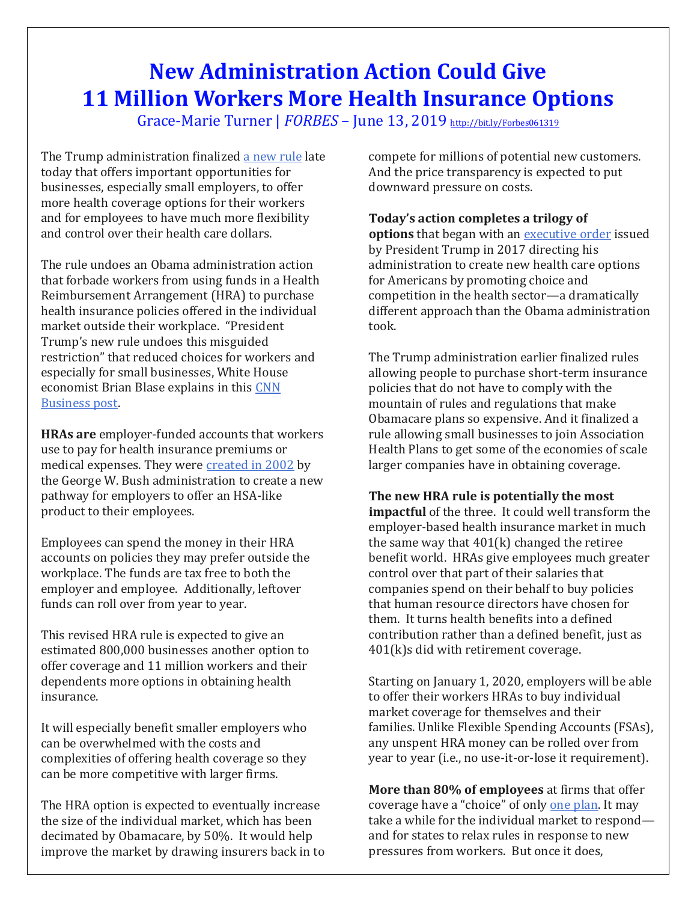# New Administration Action Could Give 11 Million Workers More Health Insurance Options

Grace-Marie Turner | *FORBES* – June 13, 2019 http://bit.ly/Forbes061319

The Trump administration finalized a new rule late today that offers important opportunities for businesses, especially small employers, to offer more health coverage options for their workers and for employees to have much more flexibility and control over their health care dollars.

The rule undoes an Obama administration action that forbade workers from using funds in a Health Reimbursement Arrangement (HRA) to purchase health insurance policies offered in the individual market outside their workplace. "President Trump's new rule undoes this misguided restriction" that reduced choices for workers and especially for small businesses, White House economist Brian Blase explains in this CNN Business post.

**HRAs are** employer-funded accounts that workers use to pay for health insurance premiums or medical expenses. They were created in 2002 by the George W. Bush administration to create a new pathway for employers to offer an HSA-like product to their employees.

Employees can spend the money in their HRA accounts on policies they may prefer outside the workplace. The funds are tax free to both the employer and employee. Additionally, leftover funds can roll over from year to year.

This revised HRA rule is expected to give an estimated 800,000 businesses another option to offer coverage and 11 million workers and their dependents more options in obtaining health insurance.

It will especially benefit smaller employers who can be overwhelmed with the costs and complexities of offering health coverage so they can be more competitive with larger firms.

The HRA option is expected to eventually increase the size of the individual market, which has been decimated by Obamacare, by 50%. It would help improve the market by drawing insurers back in to compete for millions of potential new customers. And the price transparency is expected to put downward pressure on costs.

**Today's action completes a trilogy of options** that began with an executive order issued by President Trump in 2017 directing his administration to create new health care options for Americans by promoting choice and competition in the health sector—a dramatically different approach than the Obama administration took.

The Trump administration earlier finalized rules allowing people to purchase short-term insurance policies that do not have to comply with the mountain of rules and regulations that make Obamacare plans so expensive. And it finalized a rule allowing small businesses to join Association Health Plans to get some of the economies of scale larger companies have in obtaining coverage.

**The new HRA rule is potentially the most impactful** of the three. It could well transform the employer-based health insurance market in much the same way that 401(k) changed the retiree benefit world. HRAs give employees much greater control over that part of their salaries that companies spend on their behalf to buy policies that human resource directors have chosen for them. It turns health benefits into a defined contribution rather than a defined benefit, just as 401(k)s did with retirement coverage.

Starting on January 1, 2020, employers will be able to offer their workers HRAs to buy individual market coverage for themselves and their families. Unlike Flexible Spending Accounts (FSAs), any unspent HRA money can be rolled over from year to year (i.e., no use-it-or-lose it requirement).

**More than 80% of employees** at firms that offer coverage have a "choice" of only one plan. It may take a while for the individual market to respond—and for states to relax rules in response to new pressures from workers. But once it does,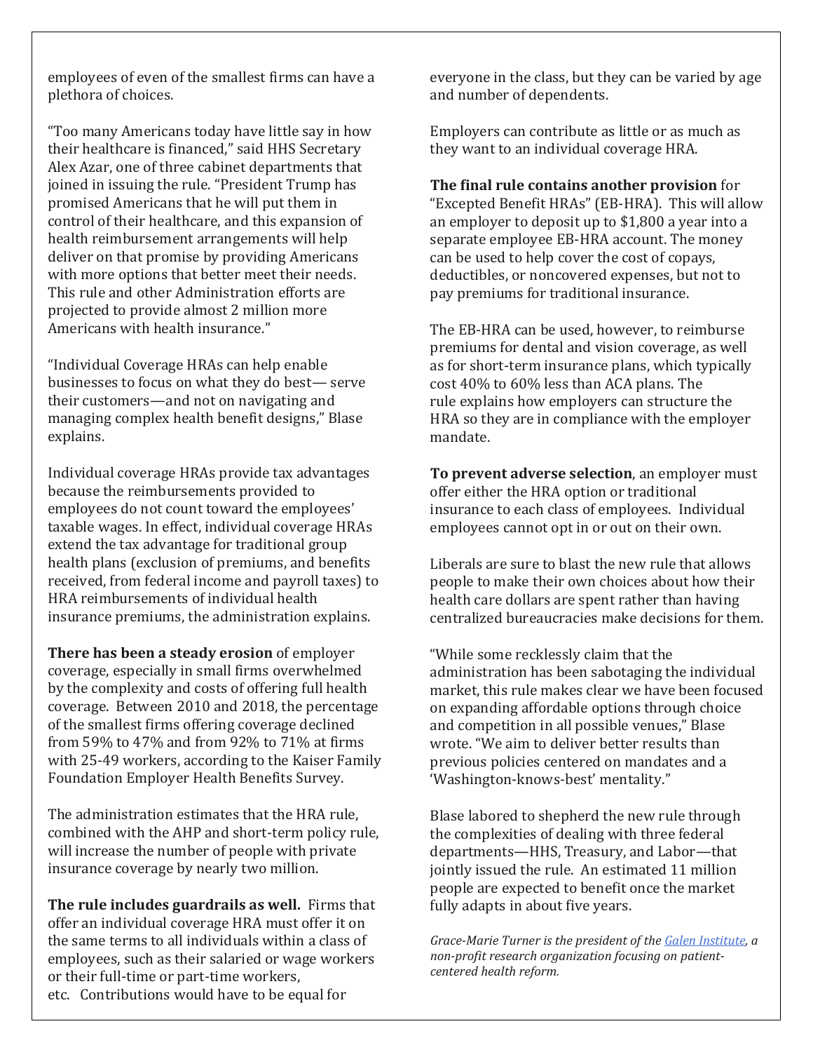employees of even of the smallest firms can have a plethora of choices.

"Too many Americans today have little say in how their healthcare is financed," said HHS Secretary Alex Azar, one of three cabinet departments that joined in issuing the rule. "President Trump has promised Americans that he will put them in control of their healthcare, and this expansion of health reimbursement arrangements will help deliver on that promise by providing Americans with more options that better meet their needs. This rule and other Administration efforts are projected to provide almost 2 million more Americans with health insurance."

"Individual Coverage HRAs can help enable businesses to focus on what they do best— serve their customers—and not on navigating and managing complex health benefit designs," Blase explains.

Individual coverage HRAs provide tax advantages because the reimbursements provided to employees do not count toward the employees' taxable wages. In effect, individual coverage HRAs extend the tax advantage for traditional group health plans (exclusion of premiums, and benefits received, from federal income and payroll taxes) to HRA reimbursements of individual health insurance premiums, the administration explains.

**There has been a steady erosion** of employer coverage, especially in small firms overwhelmed by the complexity and costs of offering full health coverage. Between 2010 and 2018, the percentage of the smallest firms offering coverage declined from 59% to 47% and from 92% to 71% at firms with 25-49 workers, according to the Kaiser Family Foundation Employer Health Benefits Survey.

The administration estimates that the HRA rule, combined with the AHP and short-term policy rule, will increase the number of people with private insurance coverage by nearly two million.

**The rule includes guardrails as well.** Firms that offer an individual coverage HRA must offer it on the same terms to all individuals within a class of employees, such as their salaried or wage workers or their full-time or part-time workers, etc. Contributions would have to be equal for everyone in the class, but they can be varied by age and number of dependents.

Employers can contribute as little or as much as they want to an individual coverage HRA.

**The final rule contains another provision** for "Excepted Benefit HRAs" (EB-HRA). This will allow an employer to deposit up to $1,800 a year into a separate employee EB-HRA account. The money can be used to help cover the cost of copays, deductibles, or noncovered expenses, but not to pay premiums for traditional insurance.

The EB-HRA can be used, however, to reimburse premiums for dental and vision coverage, as well as for short-term insurance plans, which typically cost 40% to 60% less than ACA plans. The rule explains how employers can structure the HRA so they are in compliance with the employer mandate.

**To prevent adverse selection**, an employer must offer either the HRA option or traditional insurance to each class of employees. Individual employees cannot opt in or out on their own.

Liberals are sure to blast the new rule that allows people to make their own choices about how their health care dollars are spent rather than having centralized bureaucracies make decisions for them.

"While some recklessly claim that the administration has been sabotaging the individual market, this rule makes clear we have been focused on expanding affordable options through choice and competition in all possible venues," Blase wrote. "We aim to deliver better results than previous policies centered on mandates and a 'Washington-knows-best' mentality."

Blase labored to shepherd the new rule through the complexities of dealing with three federal departments—HHS, Treasury, and Labor—that jointly issued the rule. An estimated 11 million people are expected to benefit once the market fully adapts in about five years.

*Grace-Marie Turner is the president of the [Galen Institute](), a non-profit research organization focusing on patient-centered health reform.*